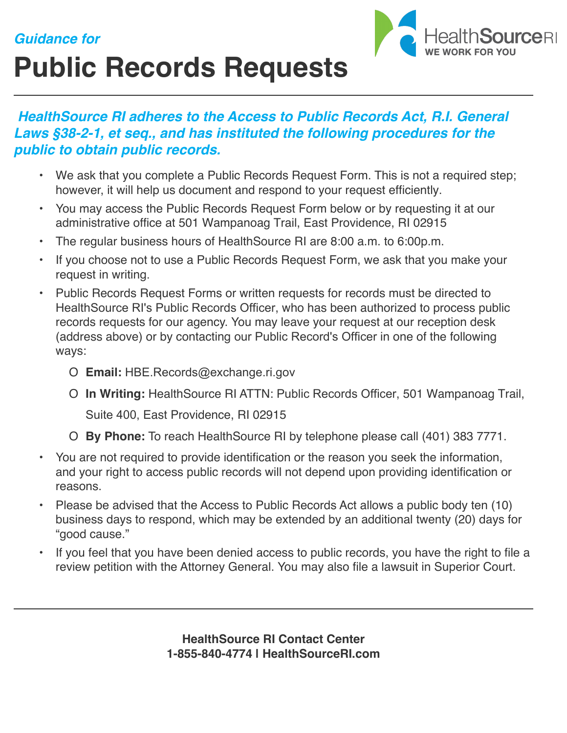*Guidance for*

# Public Records Requests

***HealthSource RI adheres to the Access to Public Records Act, R.I. General Laws §38-2-1, et seq., and has instituted the following procedures for the public to obtain public records.***

- We ask that you complete a Public Records Request Form. This is not a required step; however, it will help us document and respond to your request efficiently.
- You may access the Public Records Request Form below or by requesting it at our administrative office at 501 Wampanoag Trail, East Providence, RI 02915
- The regular business hours of HealthSource RI are 8:00 a.m. to 6:00p.m.
- If you choose not to use a Public Records Request Form, we ask that you make your request in writing.
- Public Records Request Forms or written requests for records must be directed to HealthSource RI's Public Records Officer, who has been authorized to process public records requests for our agency. You may leave your request at our reception desk (address above) or by contacting our Public Record's Officer in one of the following ways:
    - **Email:** HBE.Records@exchange.ri.gov
    - **In Writing:** HealthSource RI ATTN: Public Records Officer, 501 Wampanoag Trail, Suite 400, East Providence, RI 02915
    - **By Phone:** To reach HealthSource RI by telephone please call (401) 383 7771.
- You are not required to provide identification or the reason you seek the information, and your right to access public records will not depend upon providing identification or reasons.
- Please be advised that the Access to Public Records Act allows a public body ten (10) business days to respond, which may be extended by an additional twenty (20) days for "good cause."
- If you feel that you have been denied access to public records, you have the right to file a review petition with the Attorney General. You may also file a lawsuit in Superior Court.

**HealthSource RI Contact Center**
**1-855-840-4774 | HealthSourceRI.com**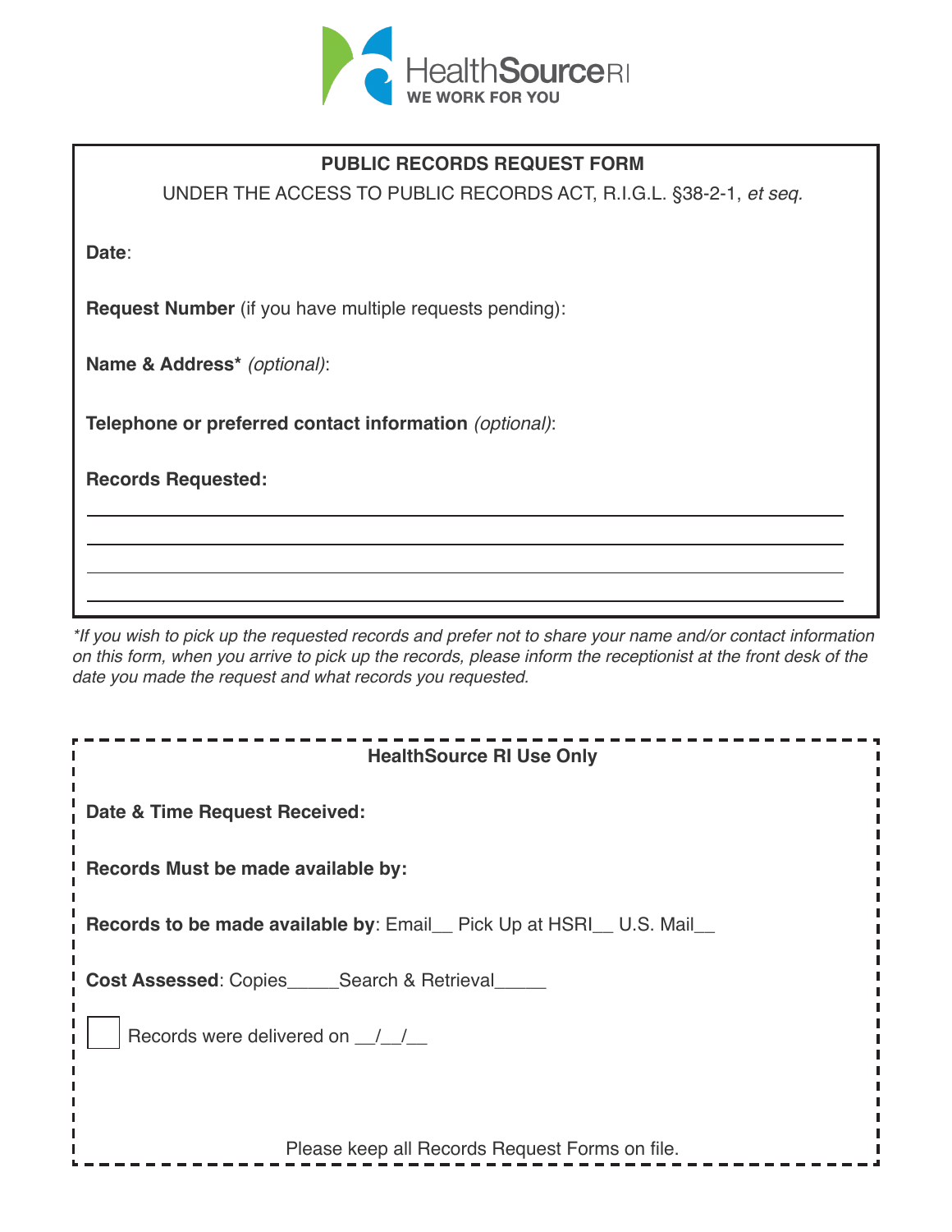HealthSourceRI
WE WORK FOR YOU

**PUBLIC RECORDS REQUEST FORM**

UNDER THE ACCESS TO PUBLIC RECORDS ACT, R.I.G.L. §38-2-1, *et seq.*

**Date**:

**Request Number** (if you have multiple requests pending):

**Name & Address*** *(optional)*:

**Telephone or preferred contact information** *(optional)*:

**Records Requested:**

___

___

___

___

*\*If you wish to pick up the requested records and prefer not to share your name and/or contact information on this form, when you arrive to pick up the records, please inform the receptionist at the front desk of the date you made the request and what records you requested.*

**HealthSource RI Use Only**

**Date & Time Request Received:**

**Records Must be made available by:**

**Records to be made available by**: Email__ Pick Up at HSRI__ U.S. Mail__

**Cost Assessed**: Copies_____Search & Retrieval_____

☐ Records were delivered on __/__/__

Please keep all Records Request Forms on file.